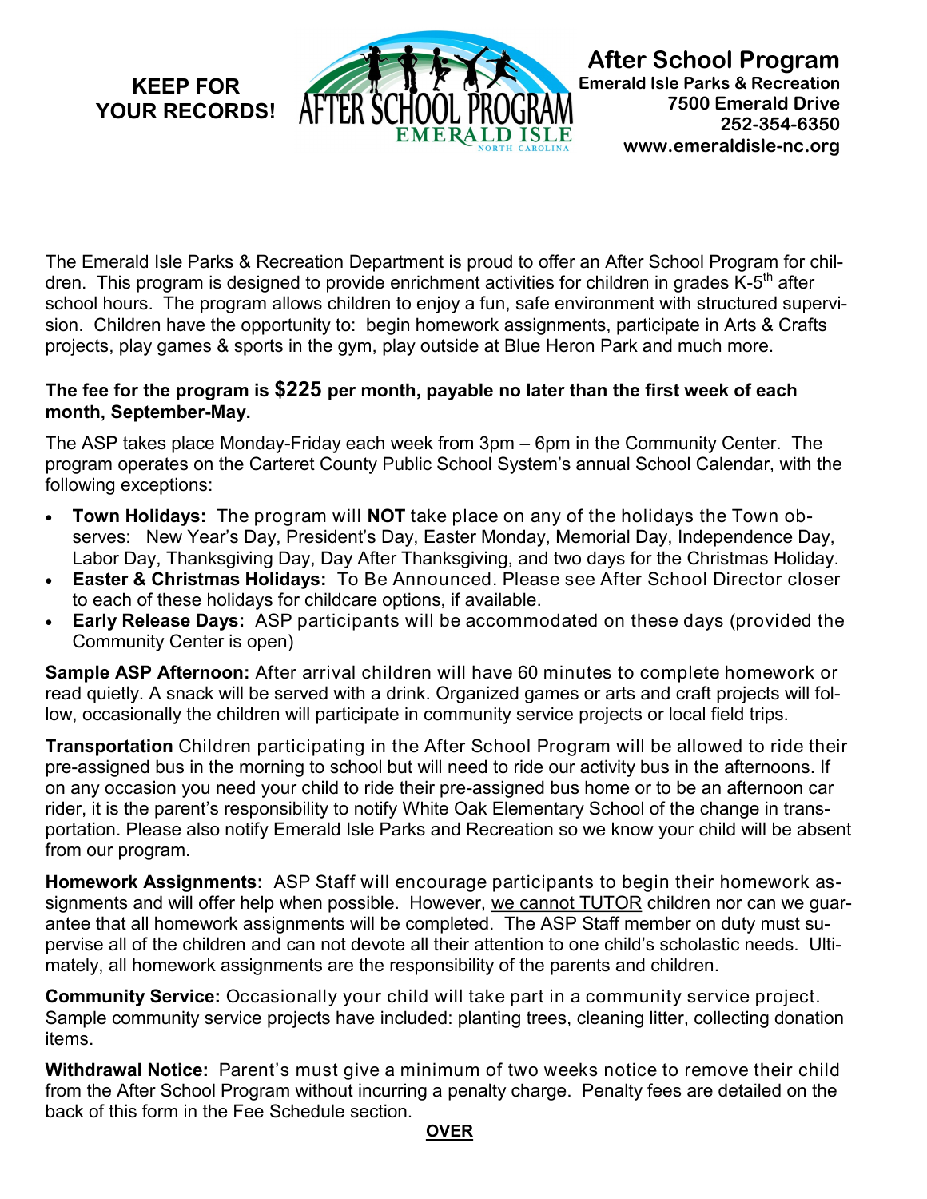**KEEP FOR YOUR RECORDS!**

# After School Program

**Emerald Isle Parks & Recreation**
**7500 Emerald Drive**
**252-354-6350**
**www.emeraldisle-nc.org**

The Emerald Isle Parks & Recreation Department is proud to offer an After School Program for children. This program is designed to provide enrichment activities for children in grades K-5th after school hours. The program allows children to enjoy a fun, safe environment with structured supervision. Children have the opportunity to: begin homework assignments, participate in Arts & Crafts projects, play games & sports in the gym, play outside at Blue Heron Park and much more.

**The fee for the program is $225 per month, payable no later than the first week of each month, September-May.**

The ASP takes place Monday-Friday each week from 3pm – 6pm in the Community Center. The program operates on the Carteret County Public School System's annual School Calendar, with the following exceptions:

- **Town Holidays:** The program will **NOT** take place on any of the holidays the Town observes: New Year's Day, President's Day, Easter Monday, Memorial Day, Independence Day, Labor Day, Thanksgiving Day, Day After Thanksgiving, and two days for the Christmas Holiday.
- **Easter & Christmas Holidays:** To Be Announced. Please see After School Director closer to each of these holidays for childcare options, if available.
- **Early Release Days:** ASP participants will be accommodated on these days (provided the Community Center is open)

**Sample ASP Afternoon:** After arrival children will have 60 minutes to complete homework or read quietly. A snack will be served with a drink. Organized games or arts and craft projects will follow, occasionally the children will participate in community service projects or local field trips.

**Transportation** Children participating in the After School Program will be allowed to ride their pre-assigned bus in the morning to school but will need to ride our activity bus in the afternoons. If on any occasion you need your child to ride their pre-assigned bus home or to be an afternoon car rider, it is the parent's responsibility to notify White Oak Elementary School of the change in transportation. Please also notify Emerald Isle Parks and Recreation so we know your child will be absent from our program.

**Homework Assignments:** ASP Staff will encourage participants to begin their homework assignments and will offer help when possible. However, we cannot TUTOR children nor can we guarantee that all homework assignments will be completed. The ASP Staff member on duty must supervise all of the children and can not devote all their attention to one child's scholastic needs. Ultimately, all homework assignments are the responsibility of the parents and children.

**Community Service:** Occasionally your child will take part in a community service project. Sample community service projects have included: planting trees, cleaning litter, collecting donation items.

**Withdrawal Notice:** Parent's must give a minimum of two weeks notice to remove their child from the After School Program without incurring a penalty charge. Penalty fees are detailed on the back of this form in the Fee Schedule section.

**OVER**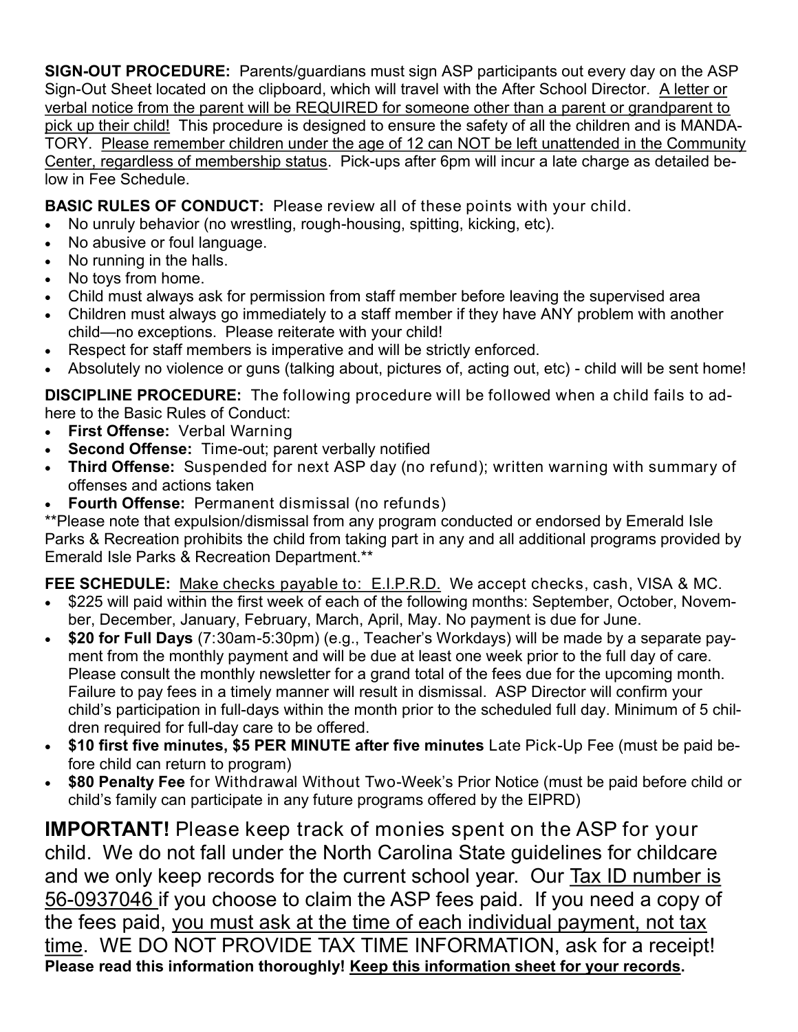**SIGN-OUT PROCEDURE:** Parents/guardians must sign ASP participants out every day on the ASP Sign-Out Sheet located on the clipboard, which will travel with the After School Director. <u>A letter or verbal notice from the parent will be REQUIRED for someone other than a parent or grandparent to pick up their child!</u> This procedure is designed to ensure the safety of all the children and is MANDATORY. <u>Please remember children under the age of 12 can NOT be left unattended in the Community Center, regardless of membership status</u>. Pick-ups after 6pm will incur a late charge as detailed below in Fee Schedule.

**BASIC RULES OF CONDUCT:** Please review all of these points with your child.

- No unruly behavior (no wrestling, rough-housing, spitting, kicking, etc).
- No abusive or foul language.
- No running in the halls.
- No toys from home.
- Child must always ask for permission from staff member before leaving the supervised area
- Children must always go immediately to a staff member if they have ANY problem with another child—no exceptions. Please reiterate with your child!
- Respect for staff members is imperative and will be strictly enforced.
- Absolutely no violence or guns (talking about, pictures of, acting out, etc) - child will be sent home!

**DISCIPLINE PROCEDURE:** The following procedure will be followed when a child fails to adhere to the Basic Rules of Conduct:

- **First Offense:** Verbal Warning
- **Second Offense:** Time-out; parent verbally notified
- **Third Offense:** Suspended for next ASP day (no refund); written warning with summary of offenses and actions taken
- **Fourth Offense:** Permanent dismissal (no refunds)

**Please note that expulsion/dismissal from any program conducted or endorsed by Emerald Isle Parks & Recreation prohibits the child from taking part in any and all additional programs provided by Emerald Isle Parks & Recreation Department.**

**FEE SCHEDULE:** <u>Make checks payable to: E.I.P.R.D.</u> We accept checks, cash, VISA & MC.

- $225 will paid within the first week of each of the following months: September, October, November, December, January, February, March, April, May. No payment is due for June.
- **$20 for Full Days** (7:30am-5:30pm) (e.g., Teacher's Workdays) will be made by a separate payment from the monthly payment and will be due at least one week prior to the full day of care. Please consult the monthly newsletter for a grand total of the fees due for the upcoming month. Failure to pay fees in a timely manner will result in dismissal. ASP Director will confirm your child's participation in full-days within the month prior to the scheduled full day. Minimum of 5 children required for full-day care to be offered.
- **$10 first five minutes, $5 PER MINUTE after five minutes** Late Pick-Up Fee (must be paid before child can return to program)
- **$80 Penalty Fee** for Withdrawal Without Two-Week's Prior Notice (must be paid before child or child's family can participate in any future programs offered by the EIPRD)

**IMPORTANT!** Please keep track of monies spent on the ASP for your child. We do not fall under the North Carolina State guidelines for childcare and we only keep records for the current school year. Our <u>Tax ID number is 56-0937046</u> if you choose to claim the ASP fees paid. If you need a copy of the fees paid, <u>you must ask at the time of each individual payment, not tax time</u>. WE DO NOT PROVIDE TAX TIME INFORMATION, ask for a receipt!

**Please read this information thoroughly! <u>Keep this information sheet for your records</u>.**